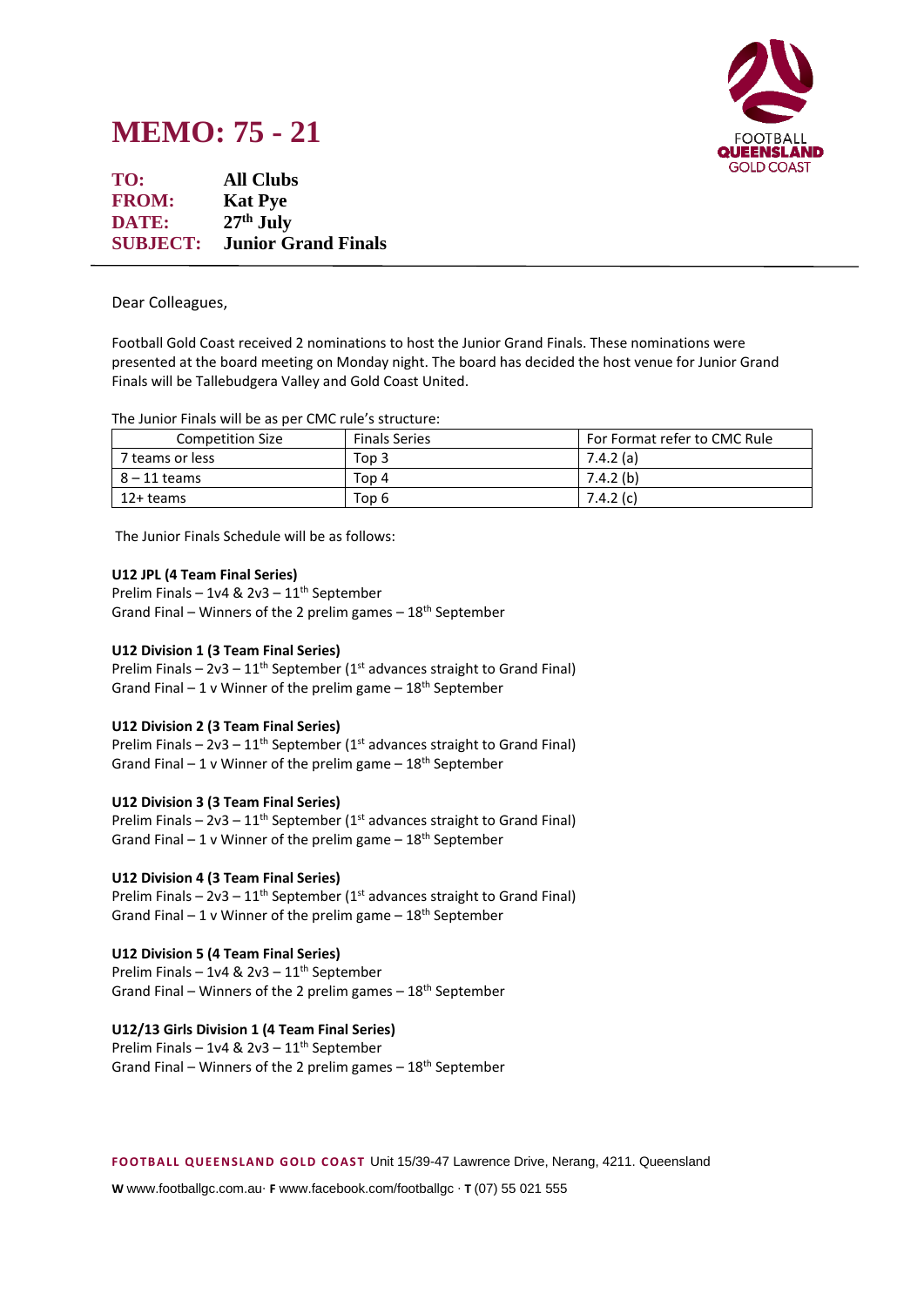# MEMO: 75 - 21

**TO:** All Clubs
**FROM:** Kat Pye
**DATE:** 27th July
**SUBJECT:** Junior Grand Finals

---

Dear Colleagues,

Football Gold Coast received 2 nominations to host the Junior Grand Finals. These nominations were presented at the board meeting on Monday night. The board has decided the host venue for Junior Grand Finals will be Tallebudgera Valley and Gold Coast United.

The Junior Finals will be as per CMC rule's structure:

| Competition Size | Finals Series | For Format refer to CMC Rule |
|---|---|---|
| 7 teams or less | Top 3 | 7.4.2 (a) |
| 8 – 11 teams | Top 4 | 7.4.2 (b) |
| 12+ teams | Top 6 | 7.4.2 (c) |

The Junior Finals Schedule will be as follows:

**U12 JPL (4 Team Final Series)**
Prelim Finals – 1v4 & 2v3 – 11th September
Grand Final – Winners of the 2 prelim games – 18th September

**U12 Division 1 (3 Team Final Series)**
Prelim Finals – 2v3 – 11th September (1st advances straight to Grand Final)
Grand Final – 1 v Winner of the prelim game – 18th September

**U12 Division 2 (3 Team Final Series)**
Prelim Finals – 2v3 – 11th September (1st advances straight to Grand Final)
Grand Final – 1 v Winner of the prelim game – 18th September

**U12 Division 3 (3 Team Final Series)**
Prelim Finals – 2v3 – 11th September (1st advances straight to Grand Final)
Grand Final – 1 v Winner of the prelim game – 18th September

**U12 Division 4 (3 Team Final Series)**
Prelim Finals – 2v3 – 11th September (1st advances straight to Grand Final)
Grand Final – 1 v Winner of the prelim game – 18th September

**U12 Division 5 (4 Team Final Series)**
Prelim Finals – 1v4 & 2v3 – 11th September
Grand Final – Winners of the 2 prelim games – 18th September

**U12/13 Girls Division 1 (4 Team Final Series)**
Prelim Finals – 1v4 & 2v3 – 11th September
Grand Final – Winners of the 2 prelim games – 18th September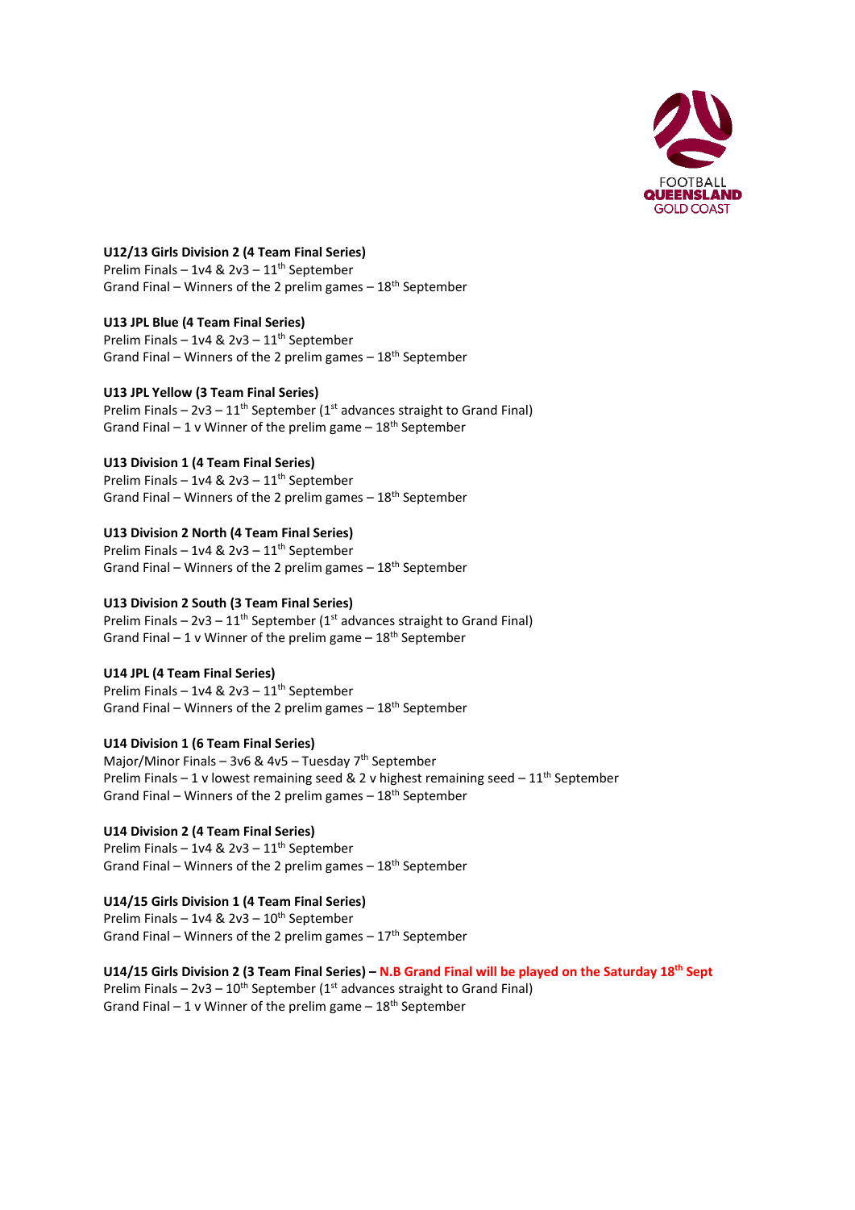**U12/13 Girls Division 2 (4 Team Final Series)**
Prelim Finals – 1v4 & 2v3 – 11th September
Grand Final – Winners of the 2 prelim games – 18th September

**U13 JPL Blue (4 Team Final Series)**
Prelim Finals – 1v4 & 2v3 – 11th September
Grand Final – Winners of the 2 prelim games – 18th September

**U13 JPL Yellow (3 Team Final Series)**
Prelim Finals – 2v3 – 11th September (1st advances straight to Grand Final)
Grand Final – 1 v Winner of the prelim game – 18th September

**U13 Division 1 (4 Team Final Series)**
Prelim Finals – 1v4 & 2v3 – 11th September
Grand Final – Winners of the 2 prelim games – 18th September

**U13 Division 2 North (4 Team Final Series)**
Prelim Finals – 1v4 & 2v3 – 11th September
Grand Final – Winners of the 2 prelim games – 18th September

**U13 Division 2 South (3 Team Final Series)**
Prelim Finals – 2v3 – 11th September (1st advances straight to Grand Final)
Grand Final – 1 v Winner of the prelim game – 18th September

**U14 JPL (4 Team Final Series)**
Prelim Finals – 1v4 & 2v3 – 11th September
Grand Final – Winners of the 2 prelim games – 18th September

**U14 Division 1 (6 Team Final Series)**
Major/Minor Finals – 3v6 & 4v5 – Tuesday 7th September
Prelim Finals – 1 v lowest remaining seed & 2 v highest remaining seed – 11th September
Grand Final – Winners of the 2 prelim games – 18th September

**U14 Division 2 (4 Team Final Series)**
Prelim Finals – 1v4 & 2v3 – 11th September
Grand Final – Winners of the 2 prelim games – 18th September

**U14/15 Girls Division 1 (4 Team Final Series)**
Prelim Finals – 1v4 & 2v3 – 10th September
Grand Final – Winners of the 2 prelim games – 17th September

**U14/15 Girls Division 2 (3 Team Final Series) – N.B Grand Final will be played on the Saturday 18th Sept**
Prelim Finals – 2v3 – 10th September (1st advances straight to Grand Final)
Grand Final – 1 v Winner of the prelim game – 18th September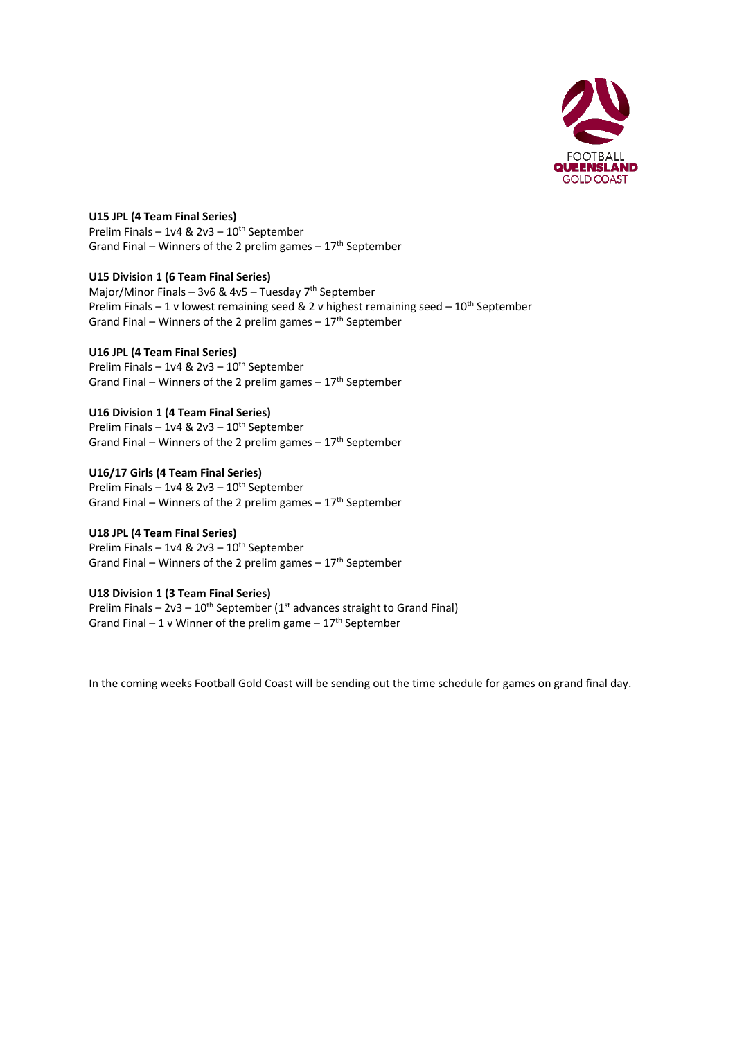**U15 JPL (4 Team Final Series)**
Prelim Finals – 1v4 & 2v3 – 10th September
Grand Final – Winners of the 2 prelim games – 17th September

**U15 Division 1 (6 Team Final Series)**
Major/Minor Finals – 3v6 & 4v5 – Tuesday 7th September
Prelim Finals – 1 v lowest remaining seed & 2 v highest remaining seed – 10th September
Grand Final – Winners of the 2 prelim games – 17th September

**U16 JPL (4 Team Final Series)**
Prelim Finals – 1v4 & 2v3 – 10th September
Grand Final – Winners of the 2 prelim games – 17th September

**U16 Division 1 (4 Team Final Series)**
Prelim Finals – 1v4 & 2v3 – 10th September
Grand Final – Winners of the 2 prelim games – 17th September

**U16/17 Girls (4 Team Final Series)**
Prelim Finals – 1v4 & 2v3 – 10th September
Grand Final – Winners of the 2 prelim games – 17th September

**U18 JPL (4 Team Final Series)**
Prelim Finals – 1v4 & 2v3 – 10th September
Grand Final – Winners of the 2 prelim games – 17th September

**U18 Division 1 (3 Team Final Series)**
Prelim Finals – 2v3 – 10th September (1st advances straight to Grand Final)
Grand Final – 1 v Winner of the prelim game – 17th September

In the coming weeks Football Gold Coast will be sending out the time schedule for games on grand final day.